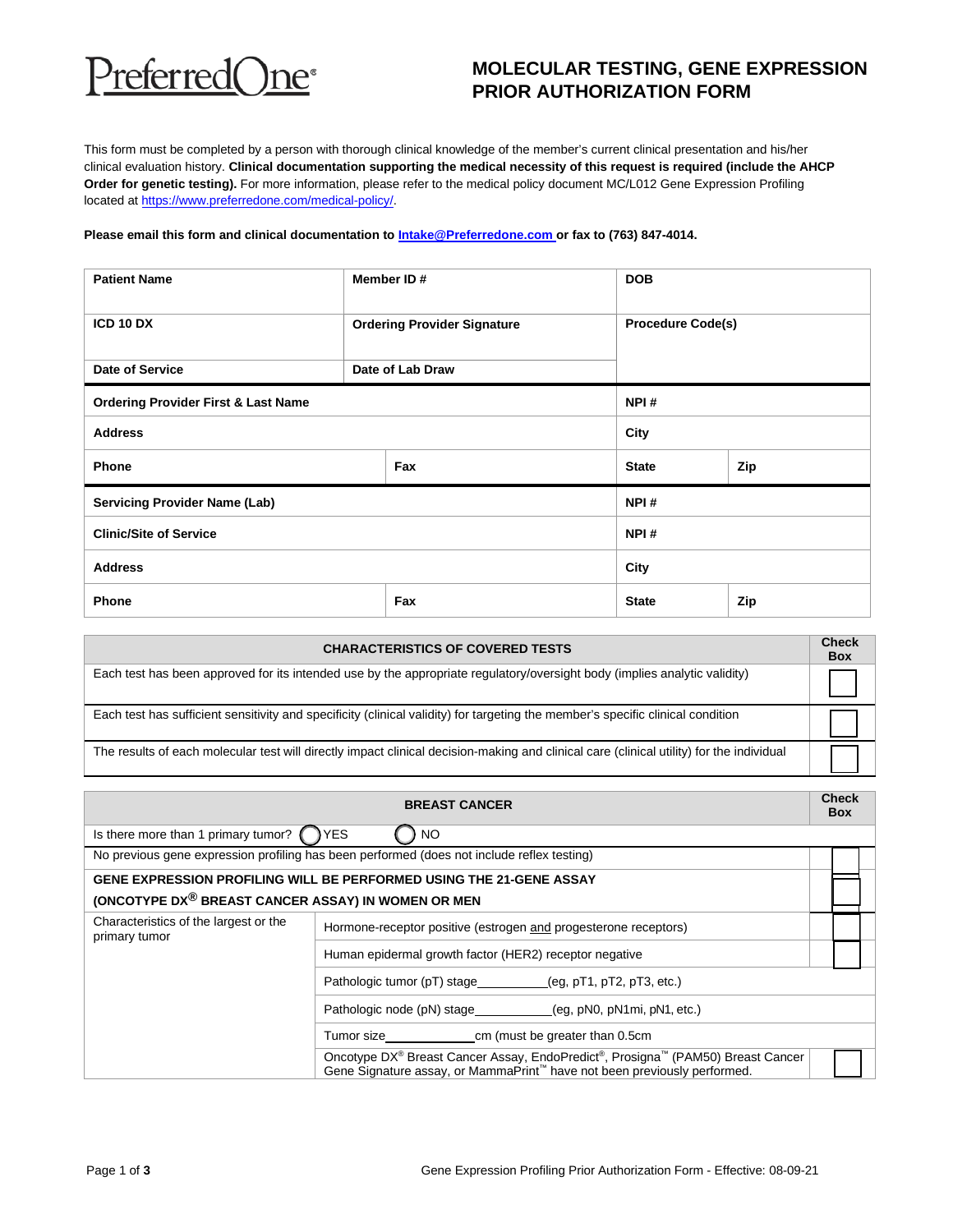PreferredOne®

# MOLECULAR TESTING, GENE EXPRESSION PRIOR AUTHORIZATION FORM

This form must be completed by a person with thorough clinical knowledge of the member's current clinical presentation and his/her clinical evaluation history. **Clinical documentation supporting the medical necessity of this request is required (include the AHCP Order for genetic testing).** For more information, please refer to the medical policy document MC/L012 Gene Expression Profiling located at https://www.preferredone.com/medical-policy/.

**Please email this form and clinical documentation to Intake@Preferredone.com or fax to (763) 847-4014.**

| | | | |
|---|---|---|---|
| **Patient Name** | **Member ID #** | **DOB** | |
| **ICD 10 DX** | **Ordering Provider Signature** | **Procedure Code(s)** | |
| **Date of Service** | **Date of Lab Draw** | | |
| **Ordering Provider First & Last Name** | | **NPI #** | |
| **Address** | | **City** | |
| **Phone** | **Fax** | **State** | **Zip** |
| **Servicing Provider Name (Lab)** | | **NPI #** | |
| **Clinic/Site of Service** | | **NPI #** | |
| **Address** | | **City** | |
| **Phone** | **Fax** | **State** | **Zip** |

| CHARACTERISTICS OF COVERED TESTS | Check Box |
|---|---|
| Each test has been approved for its intended use by the appropriate regulatory/oversight body (implies analytic validity) | ☐ |
| Each test has sufficient sensitivity and specificity (clinical validity) for targeting the member's specific clinical condition | ☐ |
| The results of each molecular test will directly impact clinical decision-making and clinical care (clinical utility) for the individual | ☐ |

| BREAST CANCER | | Check Box |
|---|---|---|
| Is there more than 1 primary tumor? ◯ YES ◯ NO | | |
| No previous gene expression profiling has been performed (does not include reflex testing) | | ☐ |
| **GENE EXPRESSION PROFILING WILL BE PERFORMED USING THE 21-GENE ASSAY (ONCOTYPE DX® BREAST CANCER ASSAY) IN WOMEN OR MEN** | | ☐ |
| Characteristics of the largest or the primary tumor | Hormone-receptor positive (estrogen and progesterone receptors) | ☐ |
| | Human epidermal growth factor (HER2) receptor negative | ☐ |
| | Pathologic tumor (pT) stage__________(eg, pT1, pT2, pT3, etc.) | |
| | Pathologic node (pN) stage___________(eg, pN0, pN1mi, pN1, etc.) | |
| | Tumor size_____________cm (must be greater than 0.5cm | |
| | Oncotype DX® Breast Cancer Assay, EndoPredict®, Prosigna™ (PAM50) Breast Cancer Gene Signature assay, or MammaPrint™ have not been previously performed. | ☐ |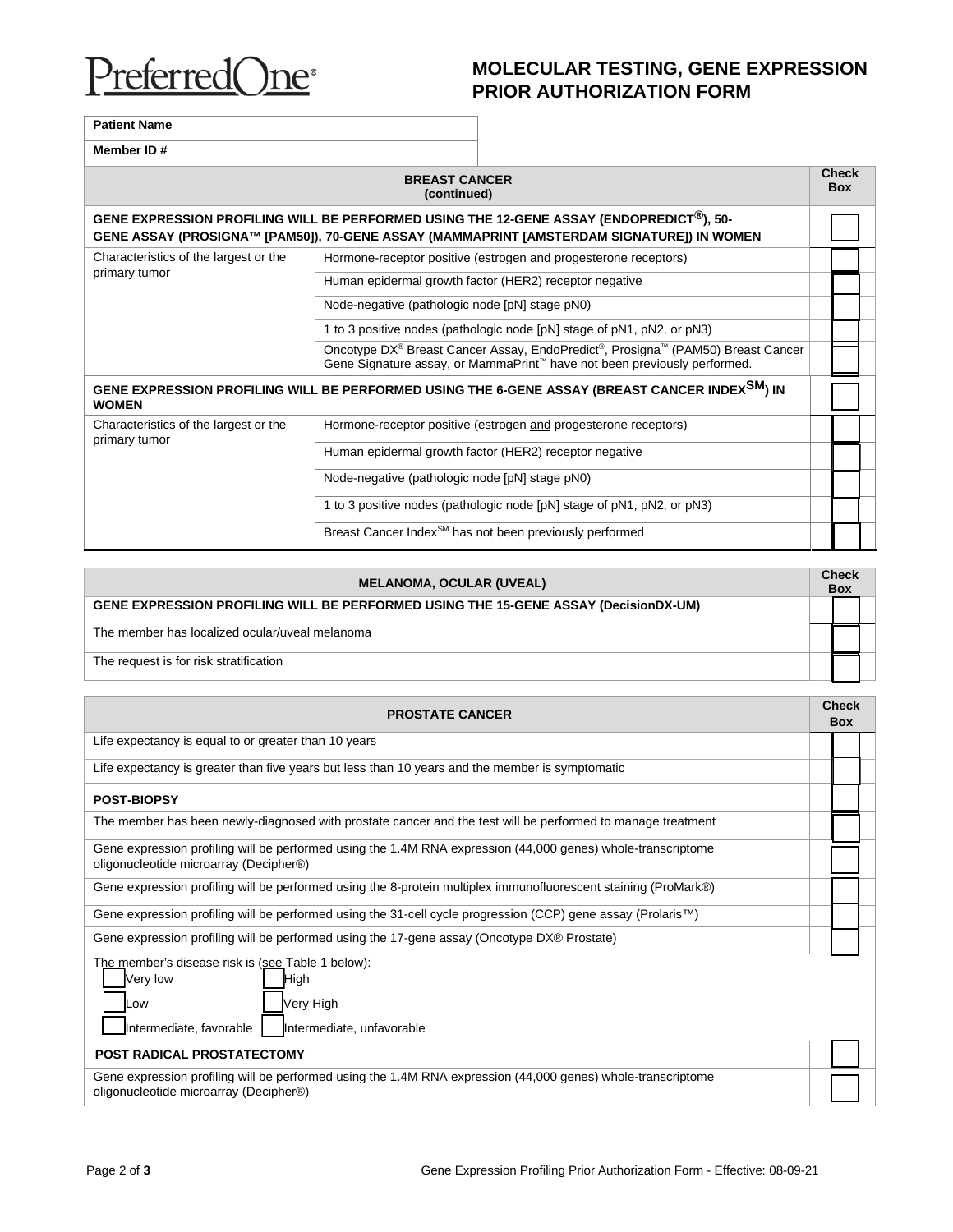# PreferredOne

## MOLECULAR TESTING, GENE EXPRESSION PRIOR AUTHORIZATION FORM

| | |
|---|---|
| **Patient Name** | |
| **Member ID #** | |

| **BREAST CANCER (continued)** | | **Check Box** |
|---|---|---|
| **GENE EXPRESSION PROFILING WILL BE PERFORMED USING THE 12-GENE ASSAY (ENDOPREDICT®), 50-GENE ASSAY (PROSIGNA™ [PAM50]), 70-GENE ASSAY (MAMMAPRINT [AMSTERDAM SIGNATURE]) IN WOMEN** | | ☐ |
| Characteristics of the largest or the primary tumor | Hormone-receptor positive (estrogen and progesterone receptors) | ☐ |
| | Human epidermal growth factor (HER2) receptor negative | ☐ |
| | Node-negative (pathologic node [pN] stage pN0) | ☐ |
| | 1 to 3 positive nodes (pathologic node [pN] stage of pN1, pN2, or pN3) | ☐ |
| | Oncotype DX® Breast Cancer Assay, EndoPredict®, Prosigna™ (PAM50) Breast Cancer Gene Signature assay, or MammaPrint™ have not been previously performed. | ☐ |
| **GENE EXPRESSION PROFILING WILL BE PERFORMED USING THE 6-GENE ASSAY (BREAST CANCER INDEXSM) IN WOMEN** | | ☐ |
| Characteristics of the largest or the primary tumor | Hormone-receptor positive (estrogen and progesterone receptors) | ☐ |
| | Human epidermal growth factor (HER2) receptor negative | ☐ |
| | Node-negative (pathologic node [pN] stage pN0) | ☐ |
| | 1 to 3 positive nodes (pathologic node [pN] stage of pN1, pN2, or pN3) | ☐ |
| | Breast Cancer IndexSM has not been previously performed | ☐ |

| **MELANOMA, OCULAR (UVEAL)** | **Check Box** |
|---|---|
| **GENE EXPRESSION PROFILING WILL BE PERFORMED USING THE 15-GENE ASSAY (DecisionDX-UM)** | ☐ |
| The member has localized ocular/uveal melanoma | ☐ |
| The request is for risk stratification | ☐ |

| **PROSTATE CANCER** | **Check Box** |
|---|---|
| Life expectancy is equal to or greater than 10 years | ☐ |
| Life expectancy is greater than five years but less than 10 years and the member is symptomatic | ☐ |
| **POST-BIOPSY** | ☐ |
| The member has been newly-diagnosed with prostate cancer and the test will be performed to manage treatment | ☐ |
| Gene expression profiling will be performed using the 1.4M RNA expression (44,000 genes) whole-transcriptome oligonucleotide microarray (Decipher®) | ☐ |
| Gene expression profiling will be performed using the 8-protein multiplex immunofluorescent staining (ProMark®) | ☐ |
| Gene expression profiling will be performed using the 31-cell cycle progression (CCP) gene assay (Prolaris™) | ☐ |
| Gene expression profiling will be performed using the 17-gene assay (Oncotype DX® Prostate) | ☐ |
| The member's disease risk is (see Table 1 below): ☐ Very low ☐ High ☐ Low ☐ Very High ☐ Intermediate, favorable ☐ Intermediate, unfavorable | |
| **POST RADICAL PROSTATECTOMY** | ☐ |
| Gene expression profiling will be performed using the 1.4M RNA expression (44,000 genes) whole-transcriptome oligonucleotide microarray (Decipher®) | ☐ |

Gene Expression Profiling Prior Authorization Form - Effective: 08-09-21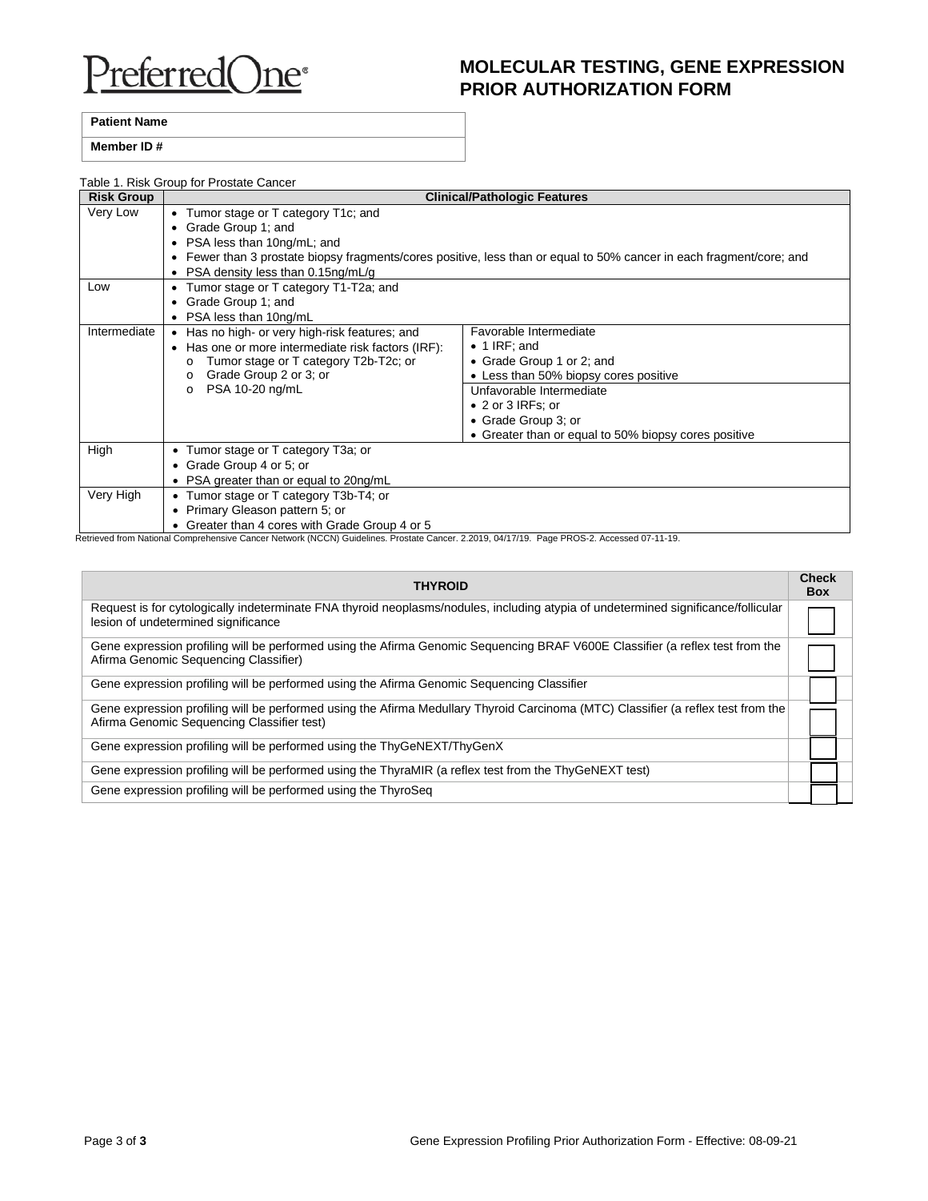# MOLECULAR TESTING, GENE EXPRESSION PRIOR AUTHORIZATION FORM

| **Patient Name** |
|---|
| **Member ID #** |

Table 1. Risk Group for Prostate Cancer

| Risk Group | Clinical/Pathologic Features | |
|---|---|---|
| Very Low | • Tumor stage or T category T1c; and<br>• Grade Group 1; and<br>• PSA less than 10ng/mL; and<br>• Fewer than 3 prostate biopsy fragments/cores positive, less than or equal to 50% cancer in each fragment/core; and<br>• PSA density less than 0.15ng/mL/g | |
| Low | • Tumor stage or T category T1-T2a; and<br>• Grade Group 1; and<br>• PSA less than 10ng/mL | |
| Intermediate | • Has no high- or very high-risk features; and<br>• Has one or more intermediate risk factors (IRF):<br>o Tumor stage or T category T2b-T2c; or<br>o Grade Group 2 or 3; or<br>o PSA 10-20 ng/mL | Favorable Intermediate<br>• 1 IRF; and<br>• Grade Group 1 or 2; and<br>• Less than 50% biopsy cores positive<br>Unfavorable Intermediate<br>• 2 or 3 IRFs; or<br>• Grade Group 3; or<br>• Greater than or equal to 50% biopsy cores positive |
| High | • Tumor stage or T category T3a; or<br>• Grade Group 4 or 5; or<br>• PSA greater than or equal to 20ng/mL | |
| Very High | • Tumor stage or T category T3b-T4; or<br>• Primary Gleason pattern 5; or<br>• Greater than 4 cores with Grade Group 4 or 5 | |

Retrieved from National Comprehensive Cancer Network (NCCN) Guidelines. Prostate Cancer. 2.2019, 04/17/19. Page PROS-2. Accessed 07-11-19.

| THYROID | Check Box |
|---|---|
| Request is for cytologically indeterminate FNA thyroid neoplasms/nodules, including atypia of undetermined significance/follicular lesion of undetermined significance | ☐ |
| Gene expression profiling will be performed using the Afirma Genomic Sequencing BRAF V600E Classifier (a reflex test from the Afirma Genomic Sequencing Classifier) | ☐ |
| Gene expression profiling will be performed using the Afirma Genomic Sequencing Classifier | ☐ |
| Gene expression profiling will be performed using the Afirma Medullary Thyroid Carcinoma (MTC) Classifier (a reflex test from the Afirma Genomic Sequencing Classifier test) | ☐ |
| Gene expression profiling will be performed using the ThyGeNEXT/ThyGenX | ☐ |
| Gene expression profiling will be performed using the ThyraMIR (a reflex test from the ThyGeNEXT test) | ☐ |
| Gene expression profiling will be performed using the ThyroSeq | ☐ |